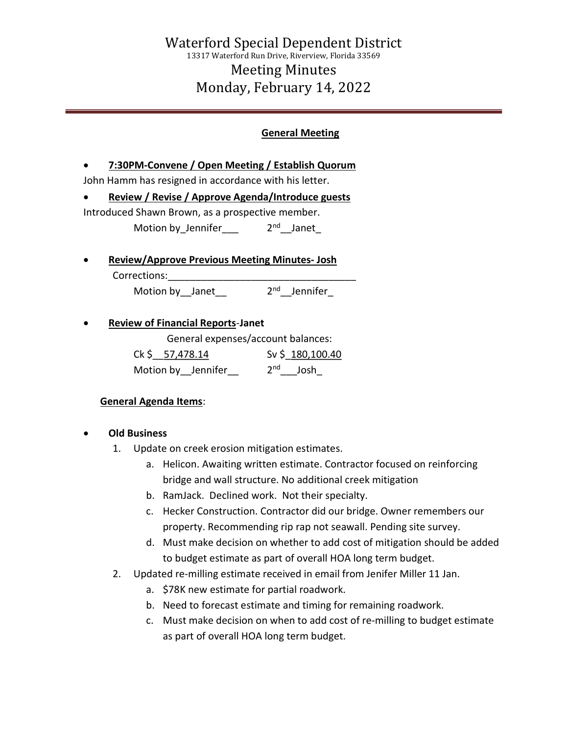# Waterford Special Dependent District

13317 Waterford Run Drive, Riverview, Florida 33569

## Meeting Minutes

## Monday, February 14, 2022

---

### **General Meeting**

- **7:30PM-Convene / Open Meeting / Establish Quorum**

John Hamm has resigned in accordance with his letter.

- **Review / Revise / Approve Agenda/Introduce guests**

Introduced Shawn Brown, as a prospective member.

Motion by_Jennifer___ 2nd__Janet_

- **Review/Approve Previous Meeting Minutes- Josh**

Corrections:___________________________________

Motion by__Janet__ 2nd__Jennifer_

- **Review of Financial Reports-Janet**

General expenses/account balances:

Ck $__57,478.14 Sv $_180,100.40

Motion by__Jennifer__ 2nd___Josh_

**General Agenda Items**:

- **Old Business**
  1. Update on creek erosion mitigation estimates.
     a. Helicon. Awaiting written estimate. Contractor focused on reinforcing bridge and wall structure. No additional creek mitigation
     b. RamJack. Declined work. Not their specialty.
     c. Hecker Construction. Contractor did our bridge. Owner remembers our property. Recommending rip rap not seawall. Pending site survey.
     d. Must make decision on whether to add cost of mitigation should be added to budget estimate as part of overall HOA long term budget.
  2. Updated re-milling estimate received in email from Jenifer Miller 11 Jan.
     a. $78K new estimate for partial roadwork.
     b. Need to forecast estimate and timing for remaining roadwork.
     c. Must make decision on when to add cost of re-milling to budget estimate as part of overall HOA long term budget.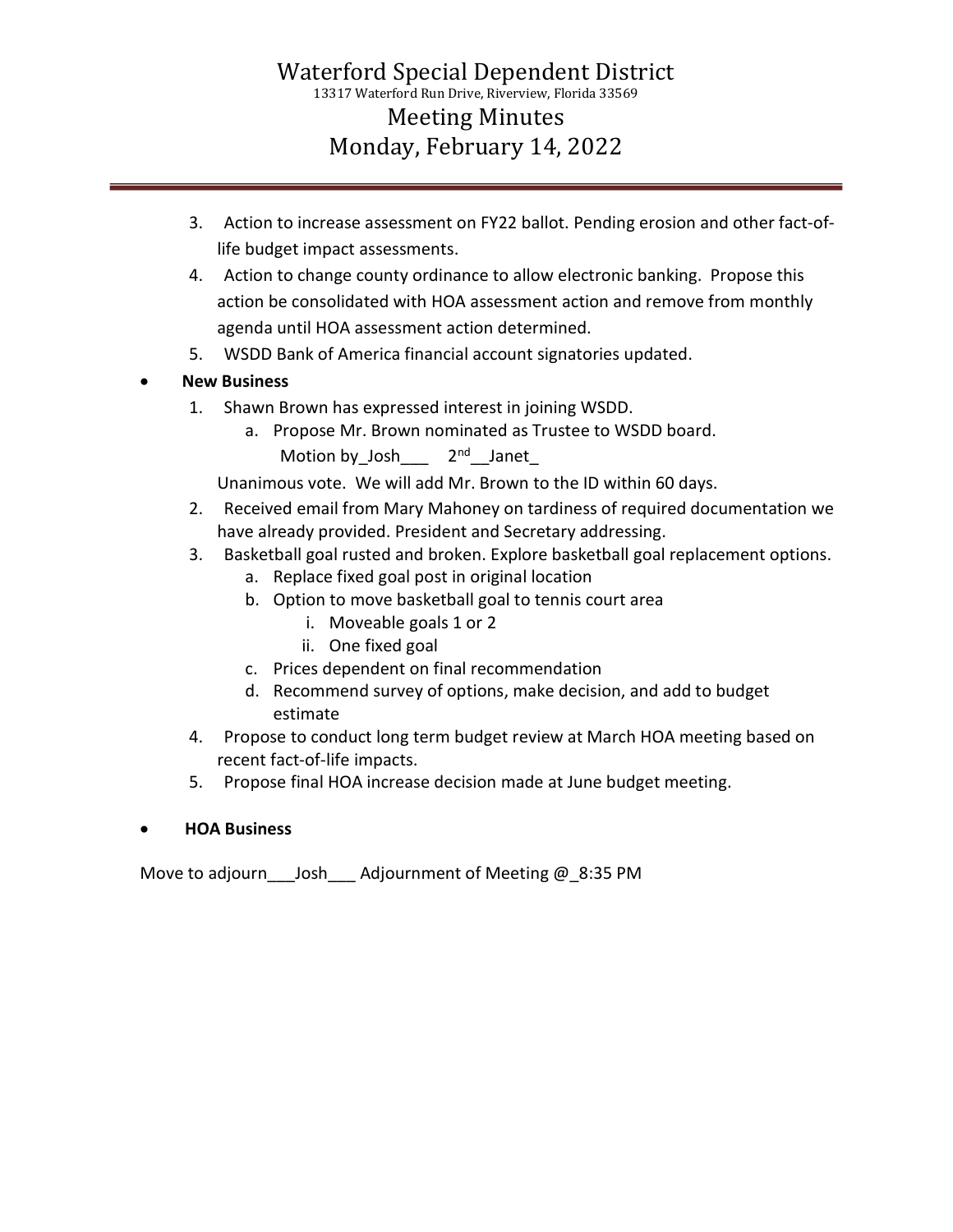3. Action to increase assessment on FY22 ballot. Pending erosion and other fact-of-life budget impact assessments.
4. Action to change county ordinance to allow electronic banking. Propose this action be consolidated with HOA assessment action and remove from monthly agenda until HOA assessment action determined.
5. WSDD Bank of America financial account signatories updated.

- **New Business**
  1. Shawn Brown has expressed interest in joining WSDD.
     a. Propose Mr. Brown nominated as Trustee to WSDD board.
        Motion by_Josh___ 2nd__Janet_

     Unanimous vote. We will add Mr. Brown to the ID within 60 days.
  2. Received email from Mary Mahoney on tardiness of required documentation we have already provided. President and Secretary addressing.
  3. Basketball goal rusted and broken. Explore basketball goal replacement options.
     a. Replace fixed goal post in original location
     b. Option to move basketball goal to tennis court area
        i. Moveable goals 1 or 2
        ii. One fixed goal
     c. Prices dependent on final recommendation
     d. Recommend survey of options, make decision, and add to budget estimate
  4. Propose to conduct long term budget review at March HOA meeting based on recent fact-of-life impacts.
  5. Propose final HOA increase decision made at June budget meeting.

- **HOA Business**

Move to adjourn___Josh___ Adjournment of Meeting @_8:35 PM